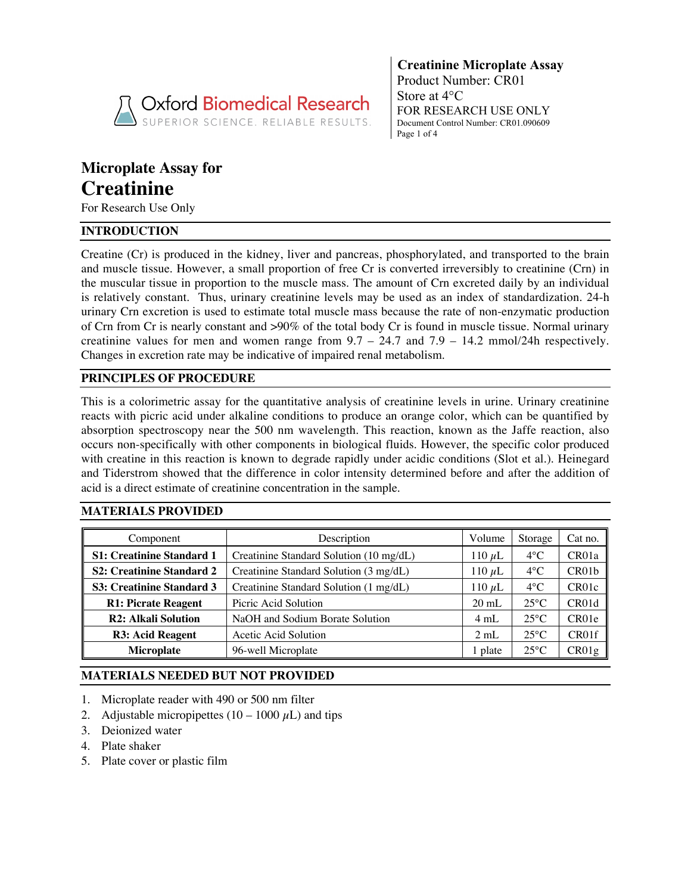**Creatinine Microplate Assay**
Product Number: CR01
Store at 4°C
FOR RESEARCH USE ONLY
Document Control Number: CR01.090609

# Microplate Assay for Creatinine

For Research Use Only

## INTRODUCTION

Creatine (Cr) is produced in the kidney, liver and pancreas, phosphorylated, and transported to the brain and muscle tissue. However, a small proportion of free Cr is converted irreversibly to creatinine (Crn) in the muscular tissue in proportion to the muscle mass. The amount of Crn excreted daily by an individual is relatively constant. Thus, urinary creatinine levels may be used as an index of standardization. 24-h urinary Crn excretion is used to estimate total muscle mass because the rate of non-enzymatic production of Crn from Cr is nearly constant and >90% of the total body Cr is found in muscle tissue. Normal urinary creatinine values for men and women range from 9.7 – 24.7 and 7.9 – 14.2 mmol/24h respectively. Changes in excretion rate may be indicative of impaired renal metabolism.

## PRINCIPLES OF PROCEDURE

This is a colorimetric assay for the quantitative analysis of creatinine levels in urine. Urinary creatinine reacts with picric acid under alkaline conditions to produce an orange color, which can be quantified by absorption spectroscopy near the 500 nm wavelength. This reaction, known as the Jaffe reaction, also occurs non-specifically with other components in biological fluids. However, the specific color produced with creatine in this reaction is known to degrade rapidly under acidic conditions (Slot et al.). Heinegard and Tiderstrom showed that the difference in color intensity determined before and after the addition of acid is a direct estimate of creatinine concentration in the sample.

## MATERIALS PROVIDED

| Component | Description | Volume | Storage | Cat no. |
|---|---|---|---|---|
| **S1: Creatinine Standard 1** | Creatinine Standard Solution (10 mg/dL) | 110 $\mu$L | 4°C | CR01a |
| **S2: Creatinine Standard 2** | Creatinine Standard Solution (3 mg/dL) | 110 $\mu$L | 4°C | CR01b |
| **S3: Creatinine Standard 3** | Creatinine Standard Solution (1 mg/dL) | 110 $\mu$L | 4°C | CR01c |
| **R1: Picrate Reagent** | Picric Acid Solution | 20 mL | 25°C | CR01d |
| **R2: Alkali Solution** | NaOH and Sodium Borate Solution | 4 mL | 25°C | CR01e |
| **R3: Acid Reagent** | Acetic Acid Solution | 2 mL | 25°C | CR01f |
| **Microplate** | 96-well Microplate | 1 plate | 25°C | CR01g |

## MATERIALS NEEDED BUT NOT PROVIDED

1. Microplate reader with 490 or 500 nm filter
2. Adjustable micropipettes (10 – 1000 $\mu$L) and tips
3. Deionized water
4. Plate shaker
5. Plate cover or plastic film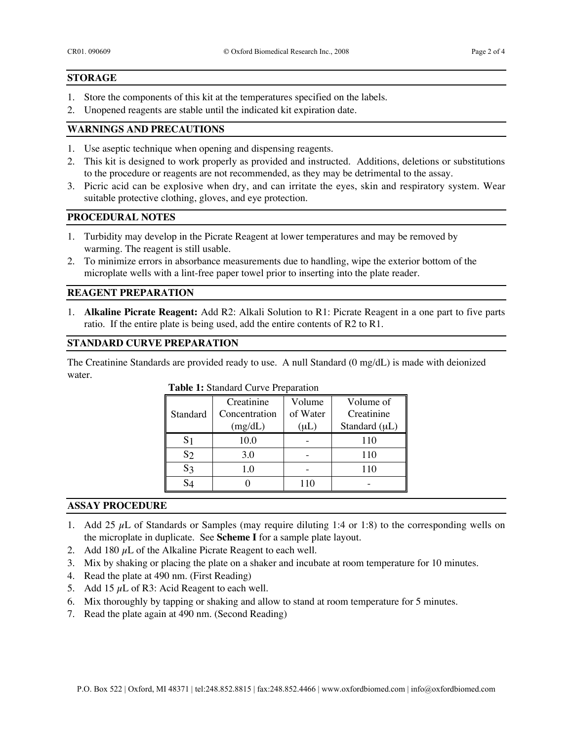## STORAGE

1. Store the components of this kit at the temperatures specified on the labels.
2. Unopened reagents are stable until the indicated kit expiration date.

## WARNINGS AND PRECAUTIONS

1. Use aseptic technique when opening and dispensing reagents.
2. This kit is designed to work properly as provided and instructed. Additions, deletions or substitutions to the procedure or reagents are not recommended, as they may be detrimental to the assay.
3. Picric acid can be explosive when dry, and can irritate the eyes, skin and respiratory system. Wear suitable protective clothing, gloves, and eye protection.

## PROCEDURAL NOTES

1. Turbidity may develop in the Picrate Reagent at lower temperatures and may be removed by warming. The reagent is still usable.
2. To minimize errors in absorbance measurements due to handling, wipe the exterior bottom of the microplate wells with a lint-free paper towel prior to inserting into the plate reader.

## REAGENT PREPARATION

1. **Alkaline Picrate Reagent:** Add R2: Alkali Solution to R1: Picrate Reagent in a one part to five parts ratio. If the entire plate is being used, add the entire contents of R2 to R1.

## STANDARD CURVE PREPARATION

The Creatinine Standards are provided ready to use. A null Standard (0 mg/dL) is made with deionized water.

**Table 1:** Standard Curve Preparation

| Standard | Creatinine Concentration (mg/dL) | Volume of Water (μL) | Volume of Creatinine Standard (μL) |
|---|---|---|---|
| $S_1$ | 10.0 | - | 110 |
| $S_2$ | 3.0 | - | 110 |
| $S_3$ | 1.0 | - | 110 |
| $S_4$ | 0 | 110 | - |

## ASSAY PROCEDURE

1. Add 25 μL of Standards or Samples (may require diluting 1:4 or 1:8) to the corresponding wells on the microplate in duplicate. See **Scheme I** for a sample plate layout.
2. Add 180 μL of the Alkaline Picrate Reagent to each well.
3. Mix by shaking or placing the plate on a shaker and incubate at room temperature for 10 minutes.
4. Read the plate at 490 nm. (First Reading)
5. Add 15 μL of R3: Acid Reagent to each well.
6. Mix thoroughly by tapping or shaking and allow to stand at room temperature for 5 minutes.
7. Read the plate again at 490 nm. (Second Reading)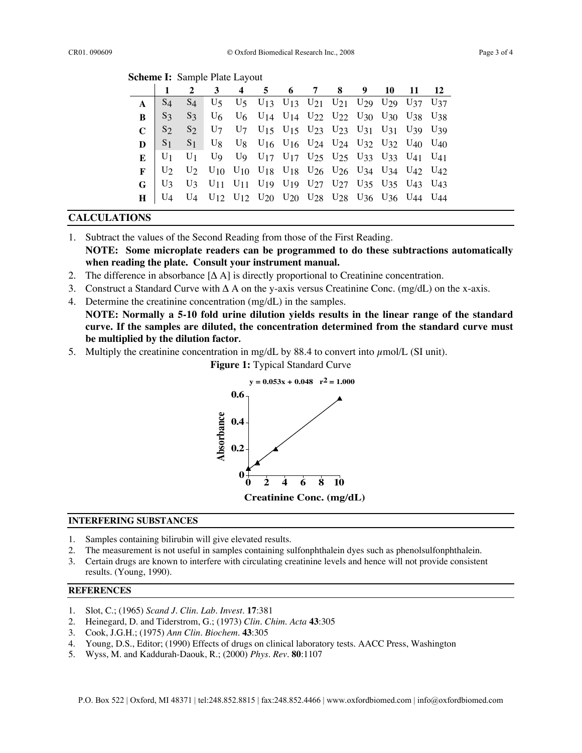**Scheme I:** Sample Plate Layout

| | 1 | 2 | 3 | 4 | 5 | 6 | 7 | 8 | 9 | 10 | 11 | 12 |
|---|---|---|---|---|---|---|---|---|---|---|---|---|
| **A** | $S_4$ | $S_4$ | $U_5$ | $U_5$ | $U_{13}$ | $U_{13}$ | $U_{21}$ | $U_{21}$ | $U_{29}$ | $U_{29}$ | $U_{37}$ | $U_{37}$ |
| **B** | $S_3$ | $S_3$ | $U_6$ | $U_6$ | $U_{14}$ | $U_{14}$ | $U_{22}$ | $U_{22}$ | $U_{30}$ | $U_{30}$ | $U_{38}$ | $U_{38}$ |
| **C** | $S_2$ | $S_2$ | $U_7$ | $U_7$ | $U_{15}$ | $U_{15}$ | $U_{23}$ | $U_{23}$ | $U_{31}$ | $U_{31}$ | $U_{39}$ | $U_{39}$ |
| **D** | $S_1$ | $S_1$ | $U_8$ | $U_8$ | $U_{16}$ | $U_{16}$ | $U_{24}$ | $U_{24}$ | $U_{32}$ | $U_{32}$ | $U_{40}$ | $U_{40}$ |
| **E** | $U_1$ | $U_1$ | $U_9$ | $U_9$ | $U_{17}$ | $U_{17}$ | $U_{25}$ | $U_{25}$ | $U_{33}$ | $U_{33}$ | $U_{41}$ | $U_{41}$ |
| **F** | $U_2$ | $U_2$ | $U_{10}$ | $U_{10}$ | $U_{18}$ | $U_{18}$ | $U_{26}$ | $U_{26}$ | $U_{34}$ | $U_{34}$ | $U_{42}$ | $U_{42}$ |
| **G** | $U_3$ | $U_3$ | $U_{11}$ | $U_{11}$ | $U_{19}$ | $U_{19}$ | $U_{27}$ | $U_{27}$ | $U_{35}$ | $U_{35}$ | $U_{43}$ | $U_{43}$ |
| **H** | $U_4$ | $U_4$ | $U_{12}$ | $U_{12}$ | $U_{20}$ | $U_{20}$ | $U_{28}$ | $U_{28}$ | $U_{36}$ | $U_{36}$ | $U_{44}$ | $U_{44}$ |

## CALCULATIONS

1. Subtract the values of the Second Reading from those of the First Reading.
   **NOTE: Some microplate readers can be programmed to do these subtractions automatically when reading the plate. Consult your instrument manual.**
2. The difference in absorbance [$\Delta$ A] is directly proportional to Creatinine concentration.
3. Construct a Standard Curve with $\Delta$ A on the y-axis versus Creatinine Conc. (mg/dL) on the x-axis.
4. Determine the creatinine concentration (mg/dL) in the samples.
   **NOTE: Normally a 5-10 fold urine dilution yields results in the linear range of the standard curve. If the samples are diluted, the concentration determined from the standard curve must be multiplied by the dilution factor.**
5. Multiply the creatinine concentration in mg/dL by 88.4 to convert into $\mu$mol/L (SI unit).

**Figure 1:** Typical Standard Curve

$y = 0.053x + 0.048 \quad r^2 = 1.000$

## INTERFERING SUBSTANCES

1. Samples containing bilirubin will give elevated results.
2. The measurement is not useful in samples containing sulfonphthalein dyes such as phenolsulfonphthalein.
3. Certain drugs are known to interfere with circulating creatinine levels and hence will not provide consistent results. (Young, 1990).

## REFERENCES

1. Slot, C.; (1965) *Scand J. Clin. Lab. Invest.* **17**:381
2. Heinegard, D. and Tiderstrom, G.; (1973) *Clin. Chim. Acta* **43**:305
3. Cook, J.G.H.; (1975) *Ann Clin. Biochem.* **43**:305
4. Young, D.S., Editor; (1990) Effects of drugs on clinical laboratory tests. AACC Press, Washington
5. Wyss, M. and Kaddurah-Daouk, R.; (2000) *Phys. Rev.* **80**:1107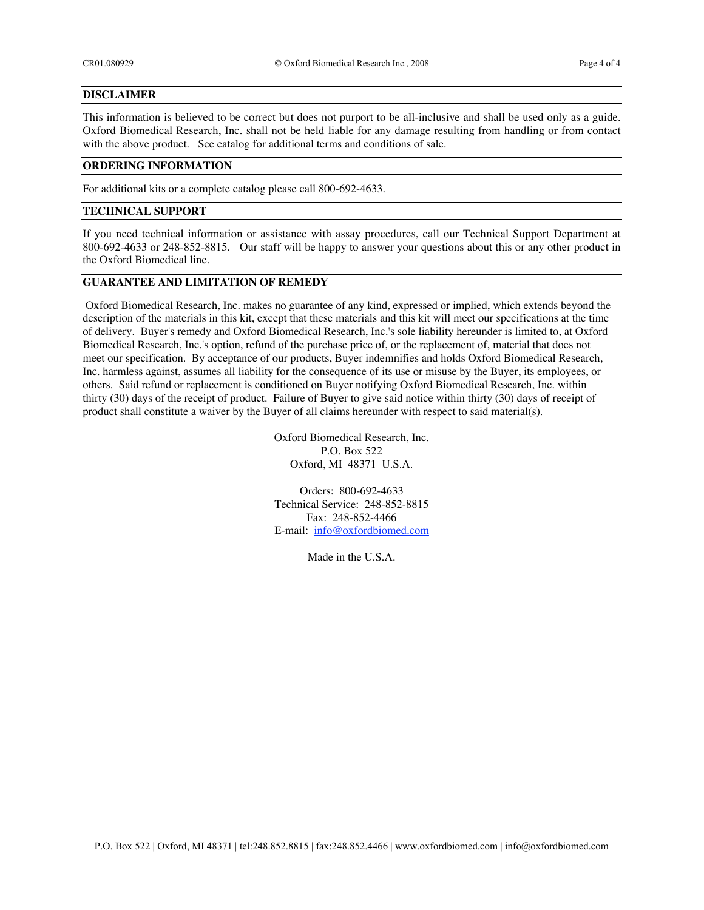## DISCLAIMER

This information is believed to be correct but does not purport to be all-inclusive and shall be used only as a guide. Oxford Biomedical Research, Inc. shall not be held liable for any damage resulting from handling or from contact with the above product. See catalog for additional terms and conditions of sale.

## ORDERING INFORMATION

For additional kits or a complete catalog please call 800-692-4633.

## TECHNICAL SUPPORT

If you need technical information or assistance with assay procedures, call our Technical Support Department at 800-692-4633 or 248-852-8815. Our staff will be happy to answer your questions about this or any other product in the Oxford Biomedical line.

## GUARANTEE AND LIMITATION OF REMEDY

Oxford Biomedical Research, Inc. makes no guarantee of any kind, expressed or implied, which extends beyond the description of the materials in this kit, except that these materials and this kit will meet our specifications at the time of delivery. Buyer's remedy and Oxford Biomedical Research, Inc.'s sole liability hereunder is limited to, at Oxford Biomedical Research, Inc.'s option, refund of the purchase price of, or the replacement of, material that does not meet our specification. By acceptance of our products, Buyer indemnifies and holds Oxford Biomedical Research, Inc. harmless against, assumes all liability for the consequence of its use or misuse by the Buyer, its employees, or others. Said refund or replacement is conditioned on Buyer notifying Oxford Biomedical Research, Inc. within thirty (30) days of the receipt of product. Failure of Buyer to give said notice within thirty (30) days of receipt of product shall constitute a waiver by the Buyer of all claims hereunder with respect to said material(s).

Oxford Biomedical Research, Inc.
P.O. Box 522
Oxford, MI 48371 U.S.A.

Orders: 800-692-4633
Technical Service: 248-852-8815
Fax: 248-852-4466
E-mail: info@oxfordbiomed.com

Made in the U.S.A.